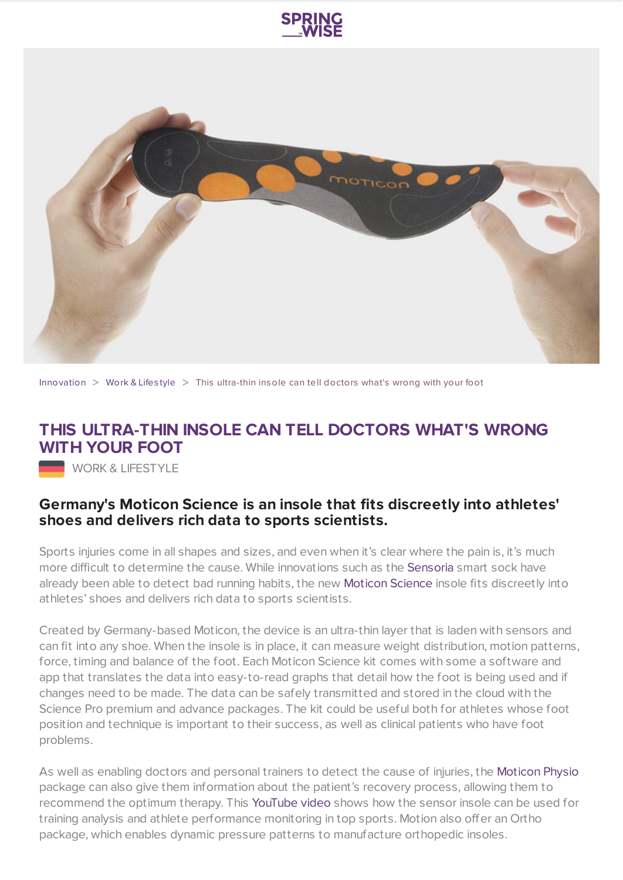Innovation > Work & Lifestyle > This ultra-thin insole can tell doctors what's wrong with your foot

# THIS ULTRA-THIN INSOLE CAN TELL DOCTORS WHAT'S WRONG WITH YOUR FOOT

WORK & LIFESTYLE

## Germany's Moticon Science is an insole that fits discreetly into athletes' shoes and delivers rich data to sports scientists.

Sports injuries come in all shapes and sizes, and even when it's clear where the pain is, it's much more difficult to determine the cause. While innovations such as the Sensoria smart sock have already been able to detect bad running habits, the new Moticon Science insole fits discreetly into athletes' shoes and delivers rich data to sports scientists.

Created by Germany-based Moticon, the device is an ultra-thin layer that is laden with sensors and can fit into any shoe. When the insole is in place, it can measure weight distribution, motion patterns, force, timing and balance of the foot. Each Moticon Science kit comes with some a software and app that translates the data into easy-to-read graphs that detail how the foot is being used and if changes need to be made. The data can be safely transmitted and stored in the cloud with the Science Pro premium and advance packages. The kit could be useful both for athletes whose foot position and technique is important to their success, as well as clinical patients who have foot problems.

As well as enabling doctors and personal trainers to detect the cause of injuries, the Moticon Physio package can also give them information about the patient's recovery process, allowing them to recommend the optimum therapy. This YouTube video shows how the sensor insole can be used for training analysis and athlete performance monitoring in top sports. Motion also offer an Ortho package, which enables dynamic pressure patterns to manufacture orthopedic insoles.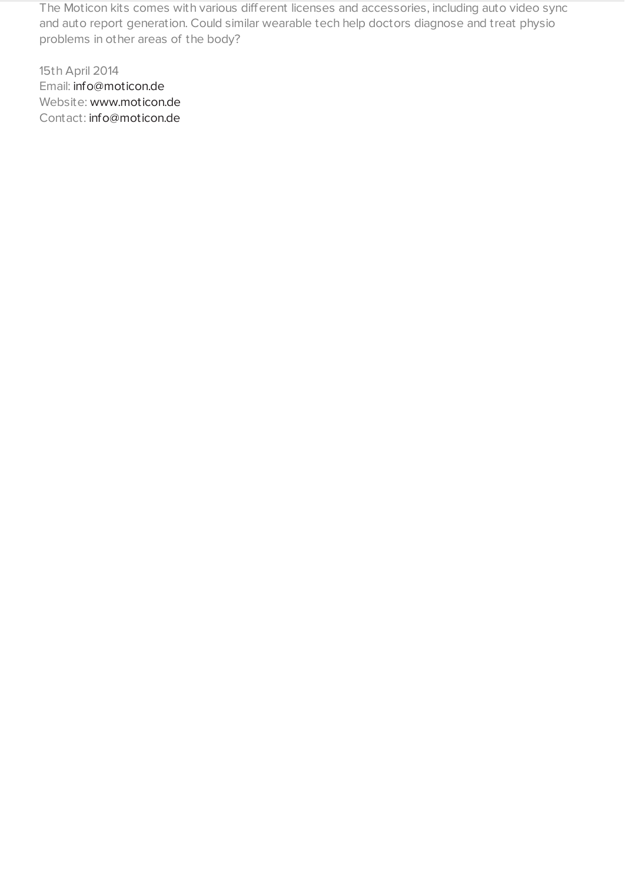The Moticon kits comes with various different licenses and accessories, including auto video sync and auto report generation. Could similar wearable tech help doctors diagnose and treat physio problems in other areas of the body?

15th April 2014
Email: info@moticon.de
Website: www.moticon.de
Contact: info@moticon.de